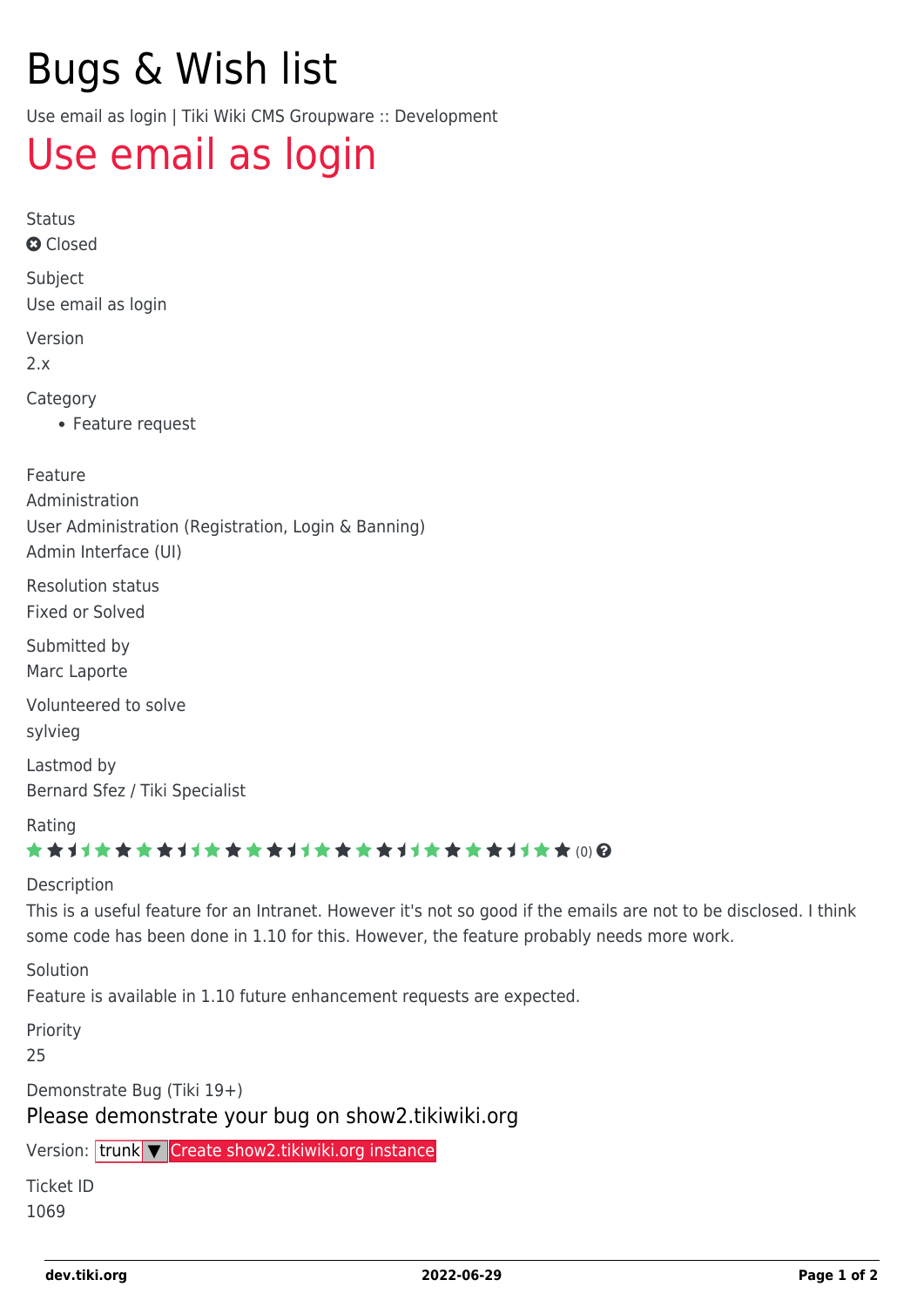# Bugs & Wish list

Use email as login | Tiki Wiki CMS Groupware :: Development

## Use email as login

Status

Closed

Subject

Use email as login

Version

2.x

Category

- Feature request

Feature

Administration

User Administration (Registration, Login & Banning)

Admin Interface (UI)

Resolution status

Fixed or Solved

Submitted by

Marc Laporte

Volunteered to solve

sylvieg

Lastmod by

Bernard Sfez / Tiki Specialist

Rating

(0)

Description

This is a useful feature for an Intranet. However it's not so good if the emails are not to be disclosed. I think some code has been done in 1.10 for this. However, the feature probably needs more work.

Solution

Feature is available in 1.10 future enhancement requests are expected.

Priority

25

Demonstrate Bug (Tiki 19+)

Please demonstrate your bug on show2.tikiwiki.org

Version: trunk ▼ Create show2.tikiwiki.org instance

Ticket ID

1069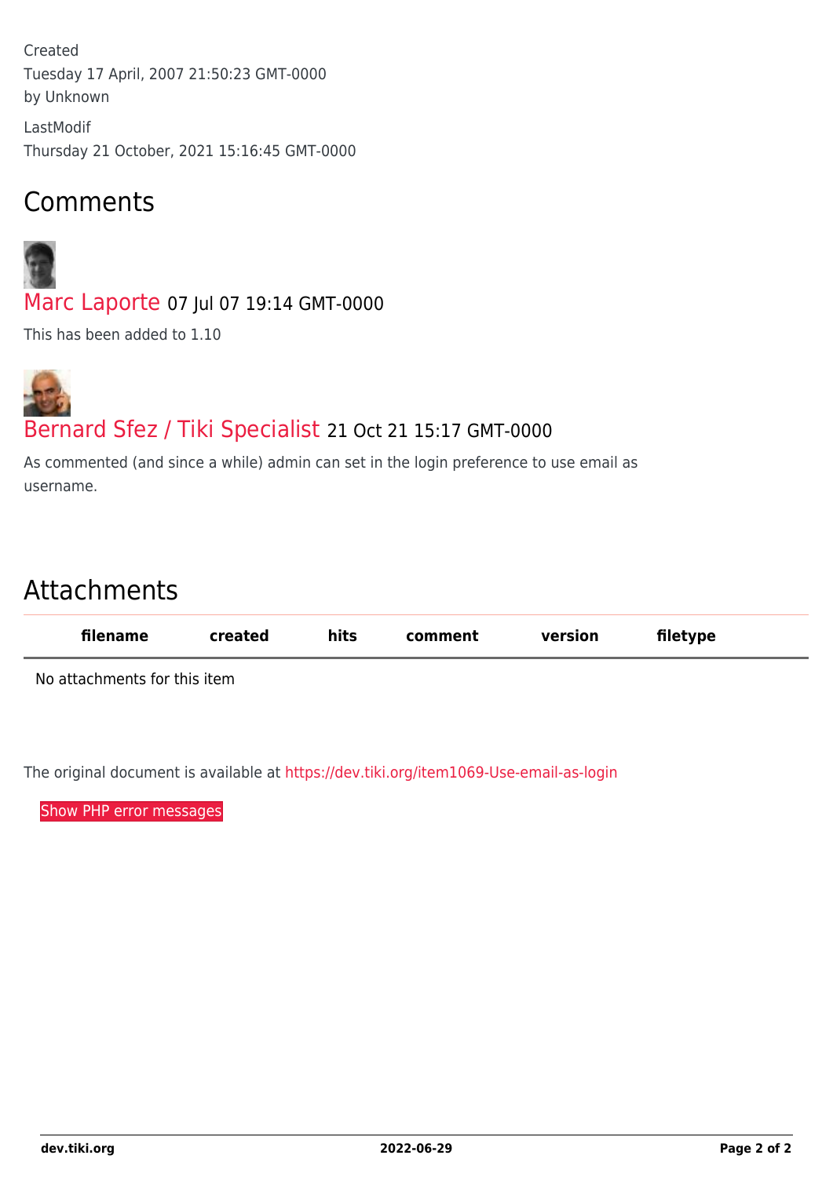Created
Tuesday 17 April, 2007 21:50:23 GMT-0000
by Unknown

LastModif
Thursday 21 October, 2021 15:16:45 GMT-0000

## Comments

Marc Laporte 07 Jul 07 19:14 GMT-0000

This has been added to 1.10

Bernard Sfez / Tiki Specialist 21 Oct 21 15:17 GMT-0000

As commented (and since a while) admin can set in the login preference to use email as username.

## Attachments

| filename | created | hits | comment | version | filetype |
|---|---|---|---|---|---|
| No attachments for this item | | | | | |

The original document is available at https://dev.tiki.org/item1069-Use-email-as-login

Show PHP error messages